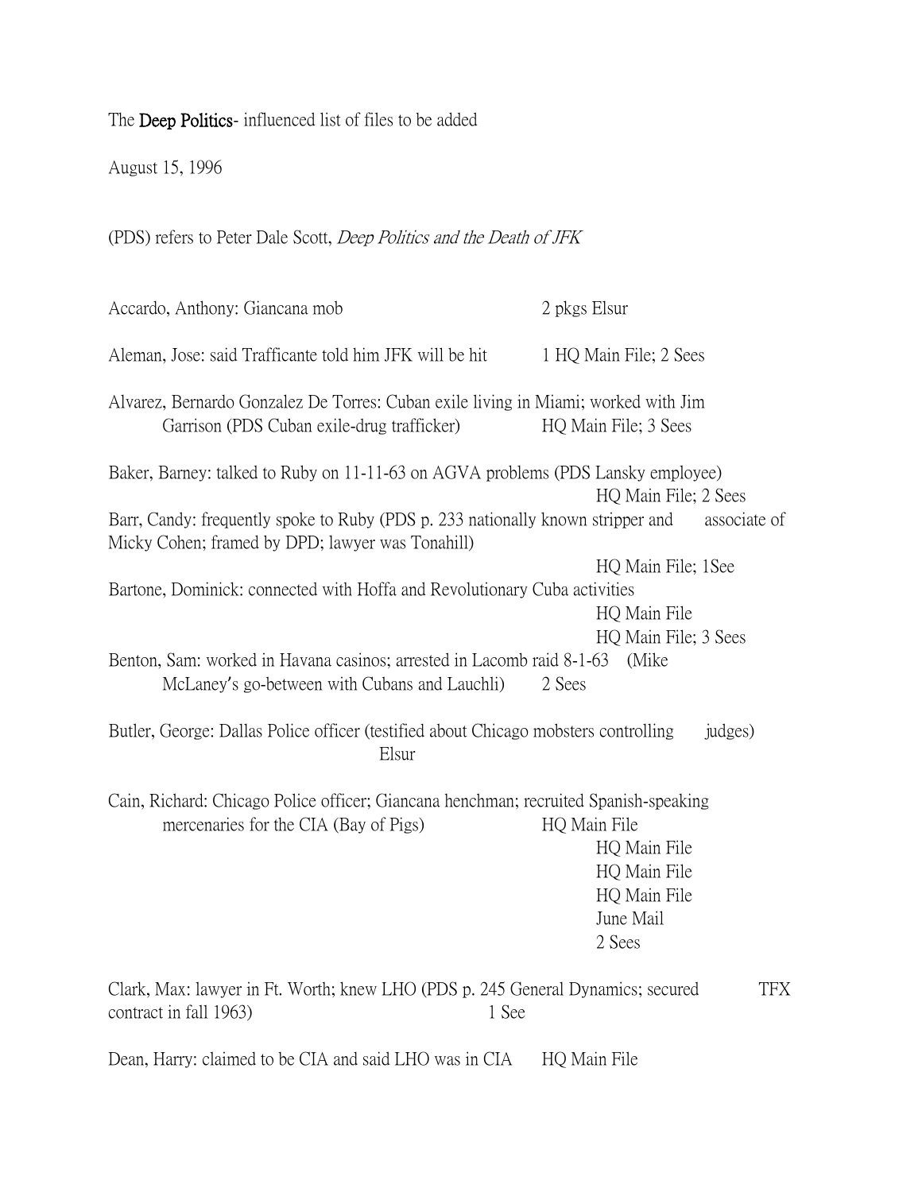The Deep Politics- influenced list of files to be added

August 15, 1996

(PDS) refers to Peter Dale Scott, *Deep Politics and the Death of JFK*

Accardo, Anthony: Giancana mob — 2 pkgs Elsur

Aleman, Jose: said Trafficante told him JFK will be hit — 1 HQ Main File; 2 Sees

Alvarez, Bernardo Gonzalez De Torres: Cuban exile living in Miami; worked with Jim Garrison (PDS Cuban exile-drug trafficker) — HQ Main File; 3 Sees

Baker, Barney: talked to Ruby on 11-11-63 on AGVA problems (PDS Lansky employee) — HQ Main File; 2 Sees

Barr, Candy: frequently spoke to Ruby (PDS p. 233 nationally known stripper and associate of Micky Cohen; framed by DPD; lawyer was Tonahill) — HQ Main File; 1See

Bartone, Dominick: connected with Hoffa and Revolutionary Cuba activities — HQ Main File; HQ Main File; 3 Sees

Benton, Sam: worked in Havana casinos; arrested in Lacomb raid 8-1-63 (Mike McLaney's go-between with Cubans and Lauchli) — 2 Sees

Butler, George: Dallas Police officer (testified about Chicago mobsters controlling judges) — Elsur

Cain, Richard: Chicago Police officer; Giancana henchman; recruited Spanish-speaking mercenaries for the CIA (Bay of Pigs) — HQ Main File; HQ Main File; HQ Main File; HQ Main File; June Mail; 2 Sees

Clark, Max: lawyer in Ft. Worth; knew LHO (PDS p. 245 General Dynamics; secured TFX contract in fall 1963) — 1 See

Dean, Harry: claimed to be CIA and said LHO was in CIA — HQ Main File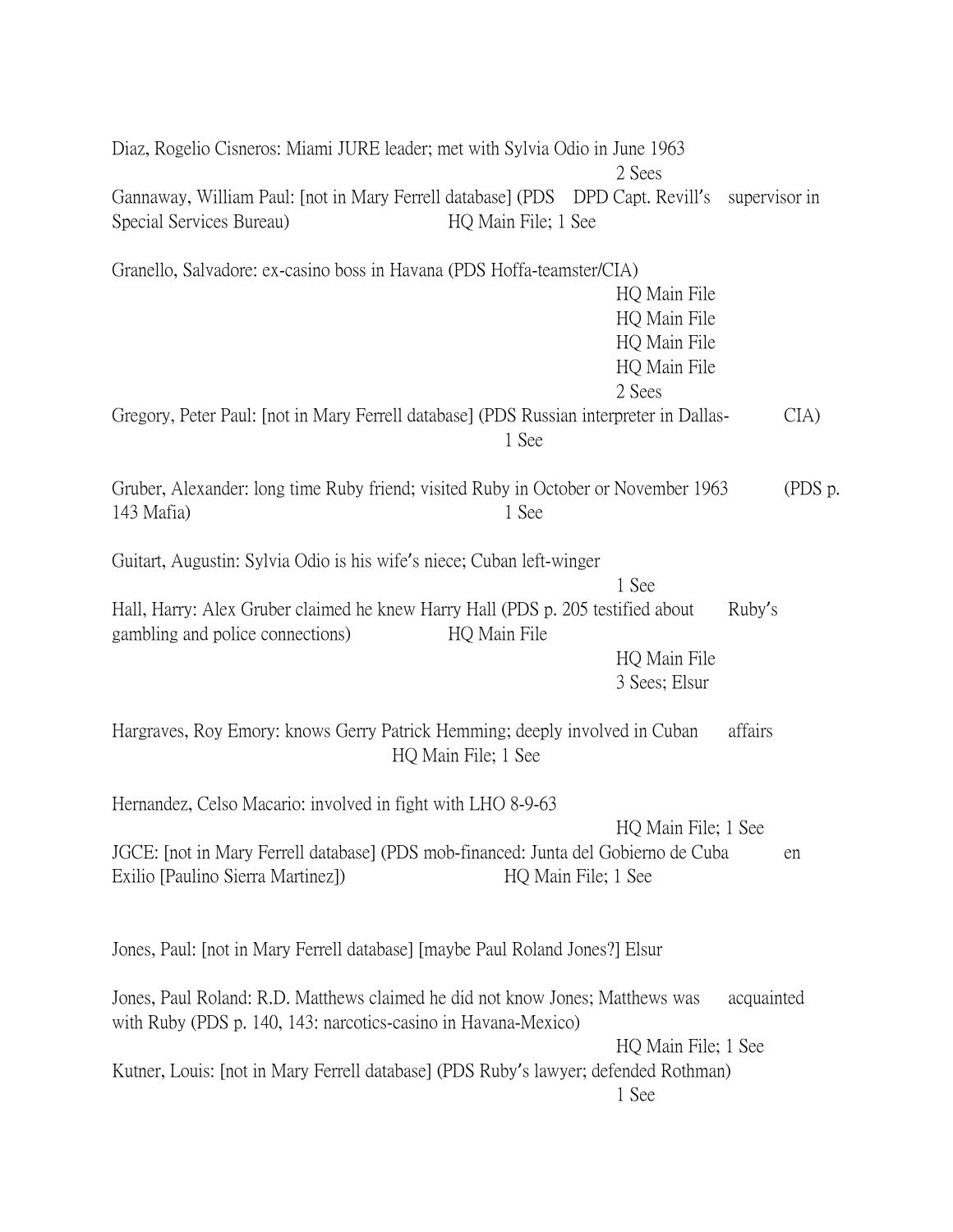Diaz, Rogelio Cisneros: Miami JURE leader; met with Sylvia Odio in June 1963
2 Sees

Gannaway, William Paul: [not in Mary Ferrell database] (PDS DPD Capt. Revill's supervisor in Special Services Bureau) HQ Main File; 1 See

Granello, Salvadore: ex-casino boss in Havana (PDS Hoffa-teamster/CIA)
HQ Main File
HQ Main File
HQ Main File
HQ Main File
2 Sees

Gregory, Peter Paul: [not in Mary Ferrell database] (PDS Russian interpreter in Dallas- CIA)
1 See

Gruber, Alexander: long time Ruby friend; visited Ruby in October or November 1963 (PDS p. 143 Mafia) 1 See

Guitart, Augustin: Sylvia Odio is his wife's niece; Cuban left-winger
1 See

Hall, Harry: Alex Gruber claimed he knew Harry Hall (PDS p. 205 testified about Ruby's gambling and police connections) HQ Main File
HQ Main File
3 Sees; Elsur

Hargraves, Roy Emory: knows Gerry Patrick Hemming; deeply involved in Cuban affairs
HQ Main File; 1 See

Hernandez, Celso Macario: involved in fight with LHO 8-9-63
HQ Main File; 1 See

JGCE: [not in Mary Ferrell database] (PDS mob-financed: Junta del Gobierno de Cuba en Exilio [Paulino Sierra Martinez]) HQ Main File; 1 See

Jones, Paul: [not in Mary Ferrell database] [maybe Paul Roland Jones?] Elsur

Jones, Paul Roland: R.D. Matthews claimed he did not know Jones; Matthews was acquainted with Ruby (PDS p. 140, 143: narcotics-casino in Havana-Mexico)
HQ Main File; 1 See

Kutner, Louis: [not in Mary Ferrell database] (PDS Ruby's lawyer; defended Rothman)
1 See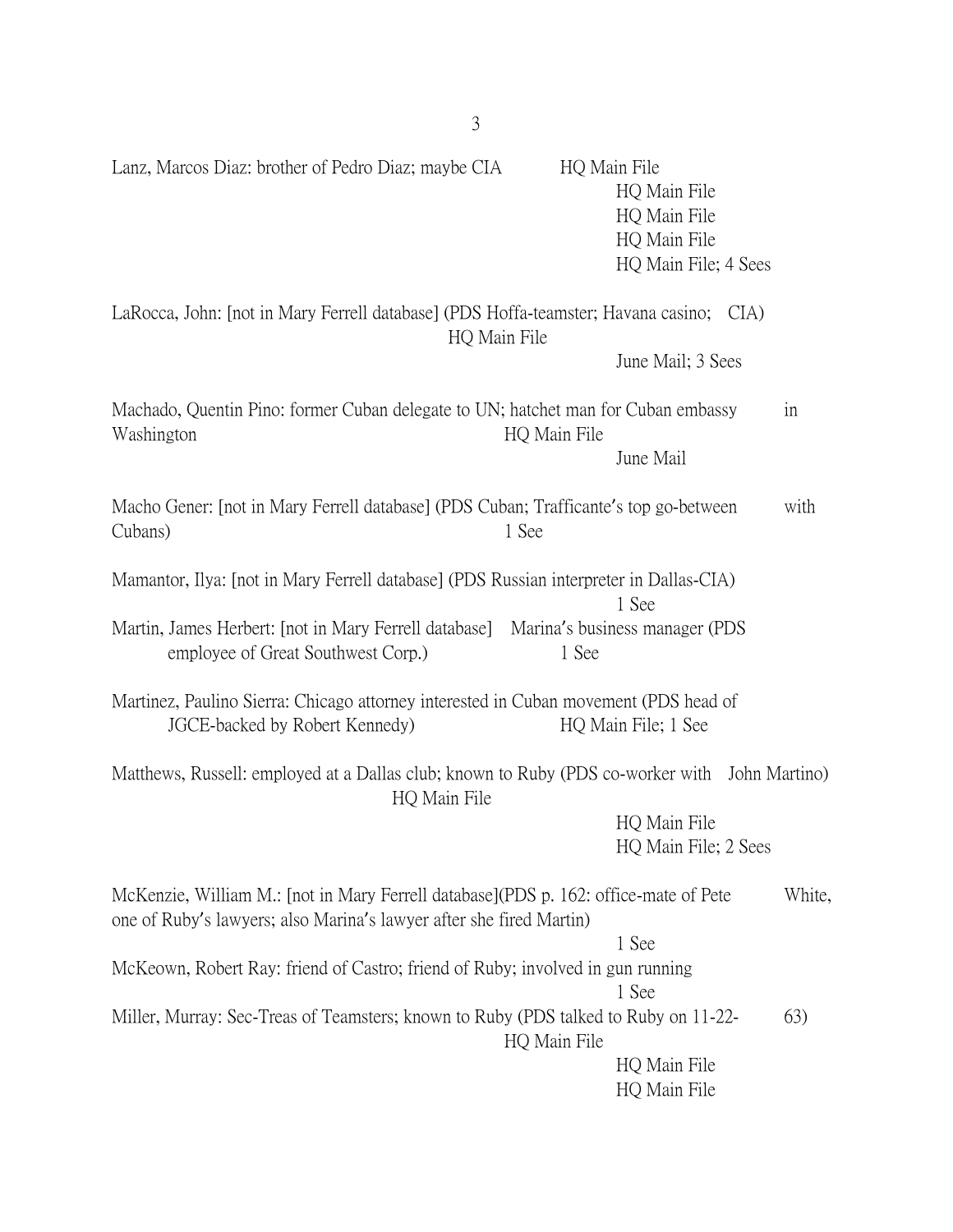Lanz, Marcos Diaz: brother of Pedro Diaz; maybe CIA HQ Main File
HQ Main File
HQ Main File
HQ Main File
HQ Main File; 4 Sees

LaRocca, John: [not in Mary Ferrell database] (PDS Hoffa-teamster; Havana casino; CIA)
HQ Main File
June Mail; 3 Sees

Machado, Quentin Pino: former Cuban delegate to UN; hatchet man for Cuban embassy in Washington HQ Main File
June Mail

Macho Gener: [not in Mary Ferrell database] (PDS Cuban; Trafficante's top go-between with Cubans) 1 See

Mamantor, Ilya: [not in Mary Ferrell database] (PDS Russian interpreter in Dallas-CIA)
1 See

Martin, James Herbert: [not in Mary Ferrell database] Marina's business manager (PDS employee of Great Southwest Corp.) 1 See

Martinez, Paulino Sierra: Chicago attorney interested in Cuban movement (PDS head of JGCE-backed by Robert Kennedy) HQ Main File; 1 See

Matthews, Russell: employed at a Dallas club; known to Ruby (PDS co-worker with John Martino)
HQ Main File
HQ Main File
HQ Main File; 2 Sees

McKenzie, William M.: [not in Mary Ferrell database](PDS p. 162: office-mate of Pete White, one of Ruby's lawyers; also Marina's lawyer after she fired Martin)
1 See

McKeown, Robert Ray: friend of Castro; friend of Ruby; involved in gun running
1 See

Miller, Murray: Sec-Treas of Teamsters; known to Ruby (PDS talked to Ruby on 11-22-63)
HQ Main File
HQ Main File
HQ Main File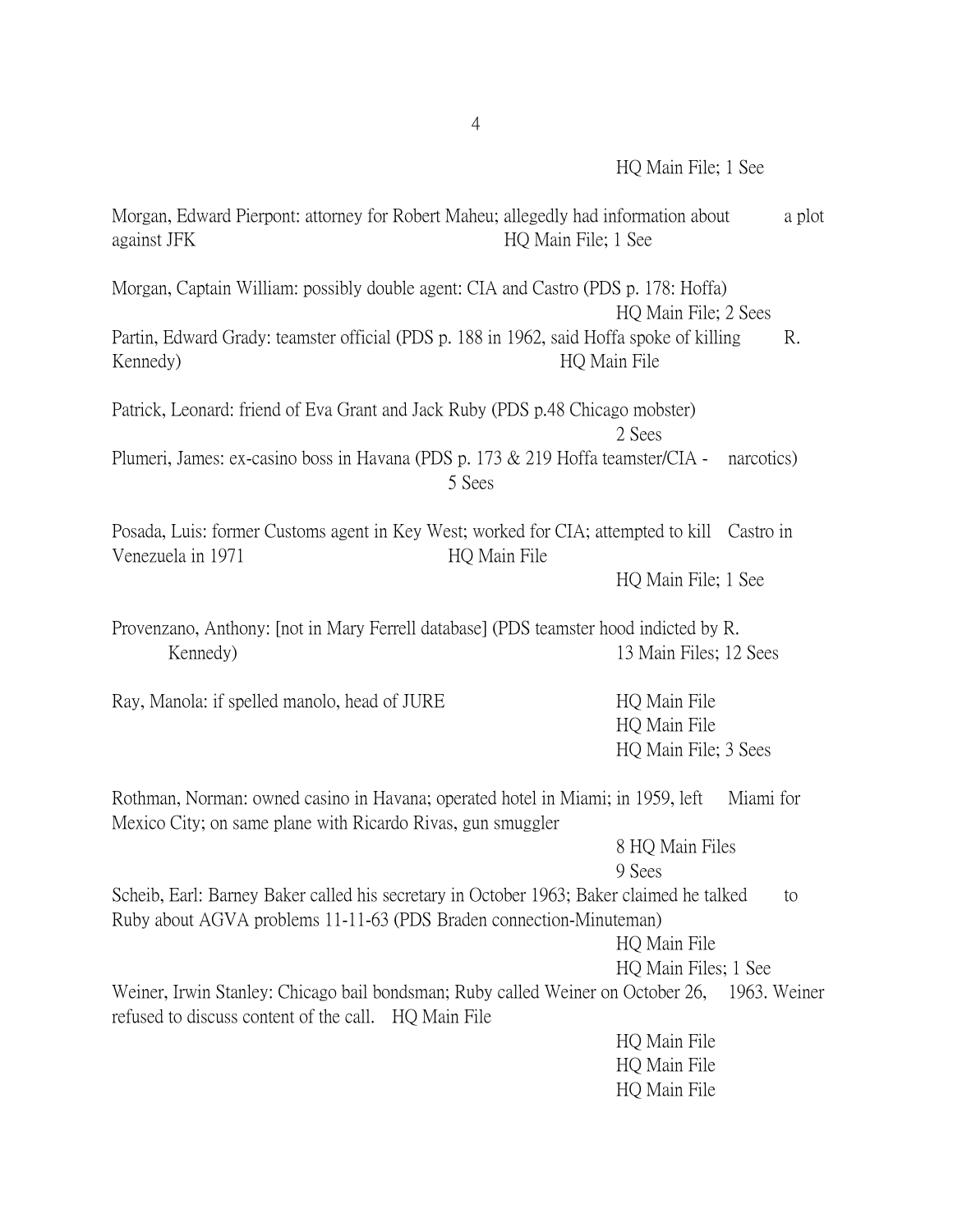HQ Main File; 1 See

Morgan, Edward Pierpont: attorney for Robert Maheu; allegedly had information about a plot against JFK HQ Main File; 1 See

Morgan, Captain William: possibly double agent: CIA and Castro (PDS p. 178: Hoffa)
HQ Main File; 2 Sees

Partin, Edward Grady: teamster official (PDS p. 188 in 1962, said Hoffa spoke of killing R. Kennedy) HQ Main File

Patrick, Leonard: friend of Eva Grant and Jack Ruby (PDS p.48 Chicago mobster)
2 Sees

Plumeri, James: ex-casino boss in Havana (PDS p. 173 & 219 Hoffa teamster/CIA - narcotics)
5 Sees

Posada, Luis: former Customs agent in Key West; worked for CIA; attempted to kill Castro in Venezuela in 1971 HQ Main File
HQ Main File; 1 See

Provenzano, Anthony: [not in Mary Ferrell database] (PDS teamster hood indicted by R. Kennedy) 13 Main Files; 12 Sees

Ray, Manola: if spelled manolo, head of JURE HQ Main File
HQ Main File
HQ Main File; 3 Sees

Rothman, Norman: owned casino in Havana; operated hotel in Miami; in 1959, left Miami for Mexico City; on same plane with Ricardo Rivas, gun smuggler
8 HQ Main Files
9 Sees

Scheib, Earl: Barney Baker called his secretary in October 1963; Baker claimed he talked to Ruby about AGVA problems 11-11-63 (PDS Braden connection-Minuteman)
HQ Main File
HQ Main Files; 1 See

Weiner, Irwin Stanley: Chicago bail bondsman; Ruby called Weiner on October 26, 1963. Weiner refused to discuss content of the call. HQ Main File
HQ Main File
HQ Main File
HQ Main File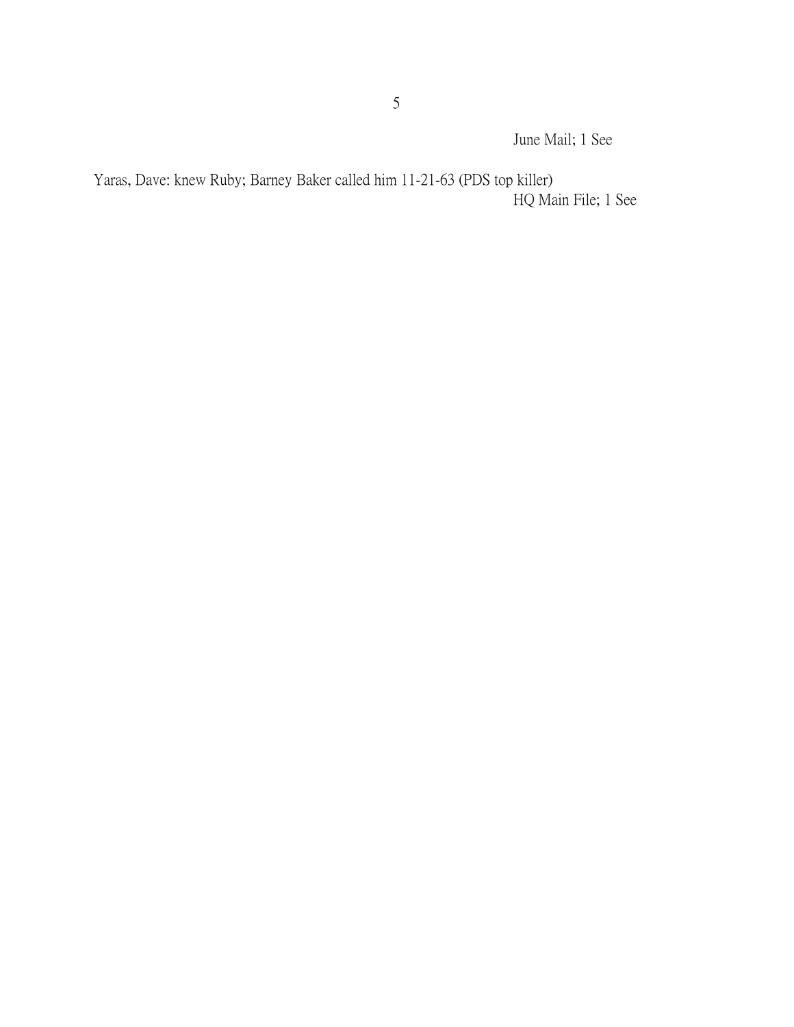June Mail; 1 See

Yaras, Dave: knew Ruby; Barney Baker called him 11-21-63 (PDS top killer)

HQ Main File; 1 See